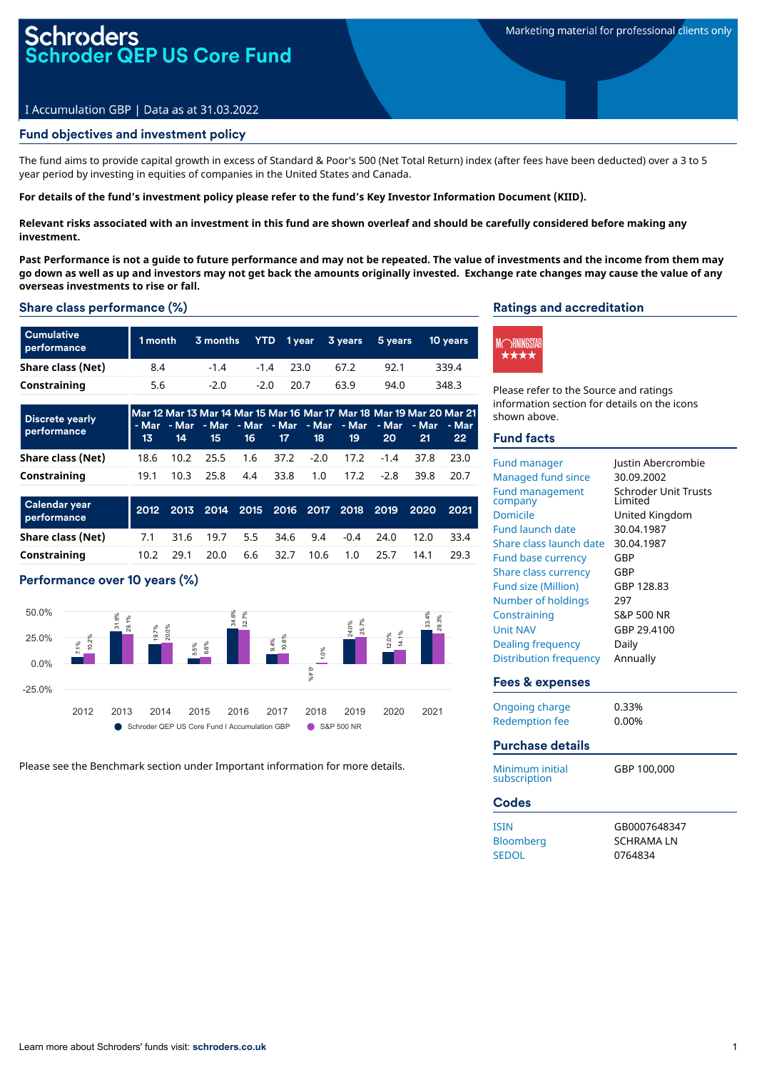# Schroders
# Schroder QEP US Core Fund

Marketing material for professional clients only

I Accumulation GBP | Data as at 31.03.2022

## Fund objectives and investment policy

The fund aims to provide capital growth in excess of Standard & Poor's 500 (Net Total Return) index (after fees have been deducted) over a 3 to 5 year period by investing in equities of companies in the United States and Canada.

**For details of the fund's investment policy please refer to the fund's Key Investor Information Document (KIID).**

**Relevant risks associated with an investment in this fund are shown overleaf and should be carefully considered before making any investment.**

**Past Performance is not a guide to future performance and may not be repeated. The value of investments and the income from them may go down as well as up and investors may not get back the amounts originally invested. Exchange rate changes may cause the value of any overseas investments to rise or fall.**

## Share class performance (%)

| Cumulative performance | 1 month | 3 months | YTD | 1 year | 3 years | 5 years | 10 years |
|---|---|---|---|---|---|---|---|
| Share class (Net) | 8.4 | -1.4 | -1.4 | 23.0 | 67.2 | 92.1 | 339.4 |
| Constraining | 5.6 | -2.0 | -2.0 | 20.7 | 63.9 | 94.0 | 348.3 |

| Discrete yearly performance | Mar 12 - Mar 13 | Mar 13 - Mar 14 | Mar 14 - Mar 15 | Mar 15 - Mar 16 | Mar 16 - Mar 17 | Mar 17 - Mar 18 | Mar 18 - Mar 19 | Mar 19 - Mar 20 | Mar 20 - Mar 21 | Mar 21 - Mar 22 |
|---|---|---|---|---|---|---|---|---|---|---|
| Share class (Net) | 18.6 | 10.2 | 25.5 | 1.6 | 37.2 | -2.0 | 17.2 | -1.4 | 37.8 | 23.0 |
| Constraining | 19.1 | 10.3 | 25.8 | 4.4 | 33.8 | 1.0 | 17.2 | -2.8 | 39.8 | 20.7 |

| Calendar year performance | 2012 | 2013 | 2014 | 2015 | 2016 | 2017 | 2018 | 2019 | 2020 | 2021 |
|---|---|---|---|---|---|---|---|---|---|---|
| Share class (Net) | 7.1 | 31.6 | 19.7 | 5.5 | 34.6 | 9.4 | -0.4 | 24.0 | 12.0 | 33.4 |
| Constraining | 10.2 | 29.1 | 20.0 | 6.6 | 32.7 | 10.6 | 1.0 | 25.7 | 14.1 | 29.3 |

## Performance over 10 years (%)

| Year | Schroder QEP US Core Fund I Accumulation GBP | S&P 500 NR |
|---|---|---|
| 2012 | 7.1% | 10.2% |
| 2013 | 31.6% | 29.1% |
| 2014 | 19.7% | 20.0% |
| 2015 | 5.5% | 6.6% |
| 2016 | 34.6% | 32.7% |
| 2017 | 9.4% | 10.6% |
| 2018 | -0.4% | 1.0% |
| 2019 | 24.0% | 25.7% |
| 2020 | 12.0% | 14.1% |
| 2021 | 33.4% | 29.3% |

Please see the Benchmark section under Important information for more details.

## Ratings and accreditation

Morningstar ★★★★

Please refer to the Source and ratings information section for details on the icons shown above.

## Fund facts

| | |
|---|---|
| Fund manager | Justin Abercrombie |
| Managed fund since | 30.09.2002 |
| Fund management company | Schroder Unit Trusts Limited |
| Domicile | United Kingdom |
| Fund launch date | 30.04.1987 |
| Share class launch date | 30.04.1987 |
| Fund base currency | GBP |
| Share class currency | GBP |
| Fund size (Million) | GBP 128.83 |
| Number of holdings | 297 |
| Constraining | S&P 500 NR |
| Unit NAV | GBP 29.4100 |
| Dealing frequency | Daily |
| Distribution frequency | Annually |

## Fees & expenses

| | |
|---|---|
| Ongoing charge | 0.33% |
| Redemption fee | 0.00% |

## Purchase details

| | |
|---|---|
| Minimum initial subscription | GBP 100,000 |

## Codes

| | |
|---|---|
| ISIN | GB0007648347 |
| Bloomberg | SCHRAMA LN |
| SEDOL | 0764834 |

Learn more about Schroders' funds visit: **schroders.co.uk**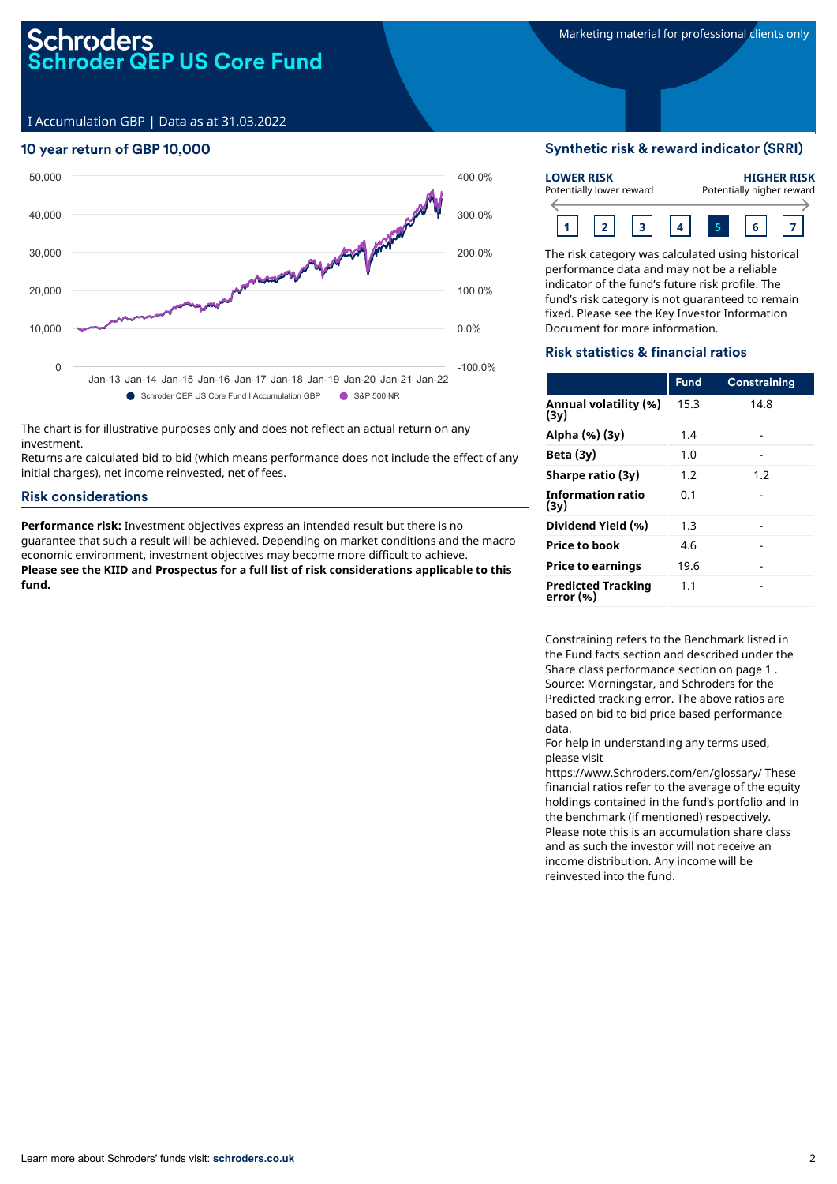# Schroders
## Schroder QEP US Core Fund

Marketing material for professional clients only

I Accumulation GBP | Data as at 31.03.2022

## 10 year return of GBP 10,000

The chart is for illustrative purposes only and does not reflect an actual return on any investment.
Returns are calculated bid to bid (which means performance does not include the effect of any initial charges), net income reinvested, net of fees.

## Risk considerations

**Performance risk:** Investment objectives express an intended result but there is no guarantee that such a result will be achieved. Depending on market conditions and the macro economic environment, investment objectives may become more difficult to achieve.
**Please see the KIID and Prospectus for a full list of risk considerations applicable to this fund.**

## Synthetic risk & reward indicator (SRRI)

**LOWER RISK** Potentially lower reward — **HIGHER RISK** Potentially higher reward

1 | 2 | 3 | 4 | **5** | 6 | 7

The risk category was calculated using historical performance data and may not be a reliable indicator of the fund's future risk profile. The fund's risk category is not guaranteed to remain fixed. Please see the Key Investor Information Document for more information.

## Risk statistics & financial ratios

| | Fund | Constraining |
|---|---|---|
| **Annual volatility (%) (3y)** | 15.3 | 14.8 |
| **Alpha (%) (3y)** | 1.4 | - |
| **Beta (3y)** | 1.0 | - |
| **Sharpe ratio (3y)** | 1.2 | 1.2 |
| **Information ratio (3y)** | 0.1 | - |
| **Dividend Yield (%)** | 1.3 | - |
| **Price to book** | 4.6 | - |
| **Price to earnings** | 19.6 | - |
| **Predicted Tracking error (%)** | 1.1 | - |

Constraining refers to the Benchmark listed in the Fund facts section and described under the Share class performance section on page 1 . Source: Morningstar, and Schroders for the Predicted tracking error. The above ratios are based on bid to bid price based performance data.
For help in understanding any terms used, please visit https://www.Schroders.com/en/glossary/ These financial ratios refer to the average of the equity holdings contained in the fund's portfolio and in the benchmark (if mentioned) respectively.
Please note this is an accumulation share class and as such the investor will not receive an income distribution. Any income will be reinvested into the fund.

Learn more about Schroders' funds visit: **schroders.co.uk**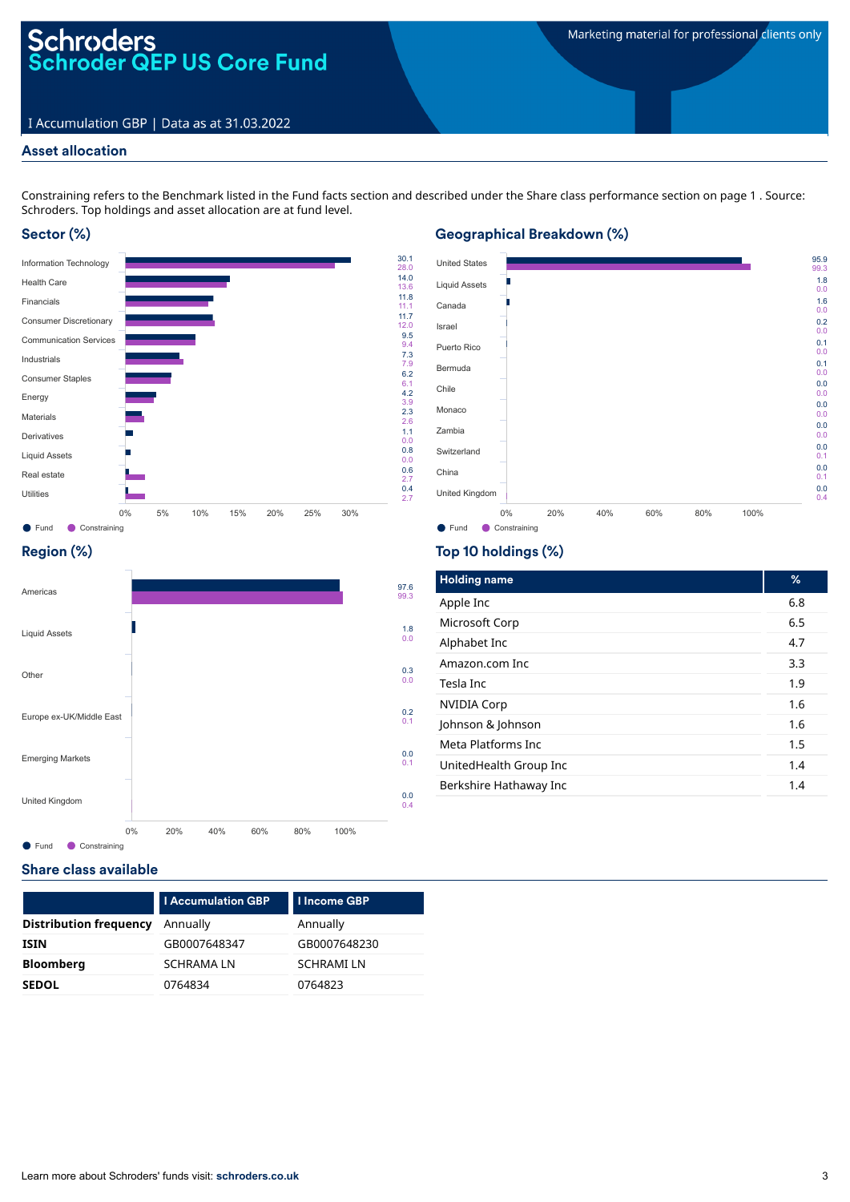# Schroders
## Schroder QEP US Core Fund

Marketing material for professional clients only

I Accumulation GBP | Data as at 31.03.2022

## Asset allocation

Constraining refers to the Benchmark listed in the Fund facts section and described under the Share class performance section on page 1 . Source: Schroders. Top holdings and asset allocation are at fund level.

### Sector (%)

| Sector | Fund | Constraining |
|---|---|---|
| Information Technology | 30.1 | 28.0 |
| Health Care | 14.0 | 13.6 |
| Financials | 11.8 | 11.1 |
| Consumer Discretionary | 11.7 | 12.0 |
| Communication Services | 9.5 | 9.4 |
| Industrials | 7.3 | 7.9 |
| Consumer Staples | 6.2 | 6.1 |
| Energy | 4.2 | 3.9 |
| Materials | 2.3 | 2.6 |
| Derivatives | 1.1 | 0.0 |
| Liquid Assets | 0.8 | 0.0 |
| Real estate | 0.6 | 2.7 |
| Utilities | 0.4 | 2.7 |

### Geographical Breakdown (%)

| Country | Fund | Constraining |
|---|---|---|
| United States | 95.9 | 99.3 |
| Liquid Assets | 1.8 | 0.0 |
| Canada | 1.6 | 0.0 |
| Israel | 0.2 | 0.0 |
| Puerto Rico | 0.1 | 0.0 |
| Bermuda | 0.1 | 0.0 |
| Chile | 0.0 | 0.0 |
| Monaco | 0.0 | 0.0 |
| Zambia | 0.0 | 0.0 |
| Switzerland | 0.0 | 0.1 |
| China | 0.0 | 0.1 |
| United Kingdom | 0.0 | 0.4 |

### Region (%)

| Region | Fund | Constraining |
|---|---|---|
| Americas | 97.6 | 99.3 |
| Liquid Assets | 1.8 | 0.0 |
| Other | 0.3 | 0.0 |
| Europe ex-UK/Middle East | 0.2 | 0.1 |
| Emerging Markets | 0.0 | 0.1 |
| United Kingdom | 0.0 | 0.4 |

### Top 10 holdings (%)

| Holding name | % |
|---|---|
| Apple Inc | 6.8 |
| Microsoft Corp | 6.5 |
| Alphabet Inc | 4.7 |
| Amazon.com Inc | 3.3 |
| Tesla Inc | 1.9 |
| NVIDIA Corp | 1.6 |
| Johnson & Johnson | 1.6 |
| Meta Platforms Inc | 1.5 |
| UnitedHealth Group Inc | 1.4 |
| Berkshire Hathaway Inc | 1.4 |

## Share class available

| | I Accumulation GBP | I Income GBP |
|---|---|---|
| **Distribution frequency** | Annually | Annually |
| **ISIN** | GB0007648347 | GB0007648230 |
| **Bloomberg** | SCHRAMA LN | SCHRAMI LN |
| **SEDOL** | 0764834 | 0764823 |

Learn more about Schroders' funds visit: **schroders.co.uk**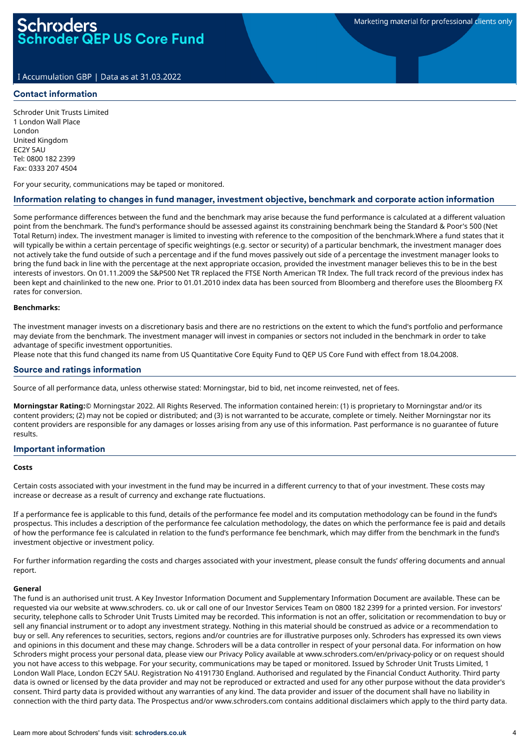# Schroders
# Schroder QEP US Core Fund

Marketing material for professional clients only

I Accumulation GBP | Data as at 31.03.2022

## Contact information

Schroder Unit Trusts Limited
1 London Wall Place
London
United Kingdom
EC2Y 5AU
Tel: 0800 182 2399
Fax: 0333 207 4504

For your security, communications may be taped or monitored.

## Information relating to changes in fund manager, investment objective, benchmark and corporate action information

Some performance differences between the fund and the benchmark may arise because the fund performance is calculated at a different valuation point from the benchmark. The fund's performance should be assessed against its constraining benchmark being the Standard & Poor's 500 (Net Total Return) index. The investment manager is limited to investing with reference to the composition of the benchmark.Where a fund states that it will typically be within a certain percentage of specific weightings (e.g. sector or security) of a particular benchmark, the investment manager does not actively take the fund outside of such a percentage and if the fund moves passively out side of a percentage the investment manager looks to bring the fund back in line with the percentage at the next appropriate occasion, provided the investment manager believes this to be in the best interests of investors. On 01.11.2009 the S&P500 Net TR replaced the FTSE North American TR Index. The full track record of the previous index has been kept and chainlinked to the new one. Prior to 01.01.2010 index data has been sourced from Bloomberg and therefore uses the Bloomberg FX rates for conversion.

**Benchmarks:**

The investment manager invests on a discretionary basis and there are no restrictions on the extent to which the fund's portfolio and performance may deviate from the benchmark. The investment manager will invest in companies or sectors not included in the benchmark in order to take advantage of specific investment opportunities.
Please note that this fund changed its name from US Quantitative Core Equity Fund to QEP US Core Fund with effect from 18.04.2008.

## Source and ratings information

Source of all performance data, unless otherwise stated: Morningstar, bid to bid, net income reinvested, net of fees.

**Morningstar Rating:**© Morningstar 2022. All Rights Reserved. The information contained herein: (1) is proprietary to Morningstar and/or its content providers; (2) may not be copied or distributed; and (3) is not warranted to be accurate, complete or timely. Neither Morningstar nor its content providers are responsible for any damages or losses arising from any use of this information. Past performance is no guarantee of future results.

## Important information

**Costs**

Certain costs associated with your investment in the fund may be incurred in a different currency to that of your investment. These costs may increase or decrease as a result of currency and exchange rate fluctuations.

If a performance fee is applicable to this fund, details of the performance fee model and its computation methodology can be found in the fund's prospectus. This includes a description of the performance fee calculation methodology, the dates on which the performance fee is paid and details of how the performance fee is calculated in relation to the fund's performance fee benchmark, which may differ from the benchmark in the fund's investment objective or investment policy.

For further information regarding the costs and charges associated with your investment, please consult the funds' offering documents and annual report.

**General**

The fund is an authorised unit trust. A Key Investor Information Document and Supplementary Information Document are available. These can be requested via our website at www.schroders. co. uk or call one of our Investor Services Team on 0800 182 2399 for a printed version. For investors' security, telephone calls to Schroder Unit Trusts Limited may be recorded. This information is not an offer, solicitation or recommendation to buy or sell any financial instrument or to adopt any investment strategy. Nothing in this material should be construed as advice or a recommendation to buy or sell. Any references to securities, sectors, regions and/or countries are for illustrative purposes only. Schroders has expressed its own views and opinions in this document and these may change. Schroders will be a data controller in respect of your personal data. For information on how Schroders might process your personal data, please view our Privacy Policy available at www.schroders.com/en/privacy-policy or on request should you not have access to this webpage. For your security, communications may be taped or monitored. Issued by Schroder Unit Trusts Limited, 1 London Wall Place, London EC2Y 5AU. Registration No 4191730 England. Authorised and regulated by the Financial Conduct Authority. Third party data is owned or licensed by the data provider and may not be reproduced or extracted and used for any other purpose without the data provider's consent. Third party data is provided without any warranties of any kind. The data provider and issuer of the document shall have no liability in connection with the third party data. The Prospectus and/or www.schroders.com contains additional disclaimers which apply to the third party data.

Learn more about Schroders' funds visit: **schroders.co.uk**